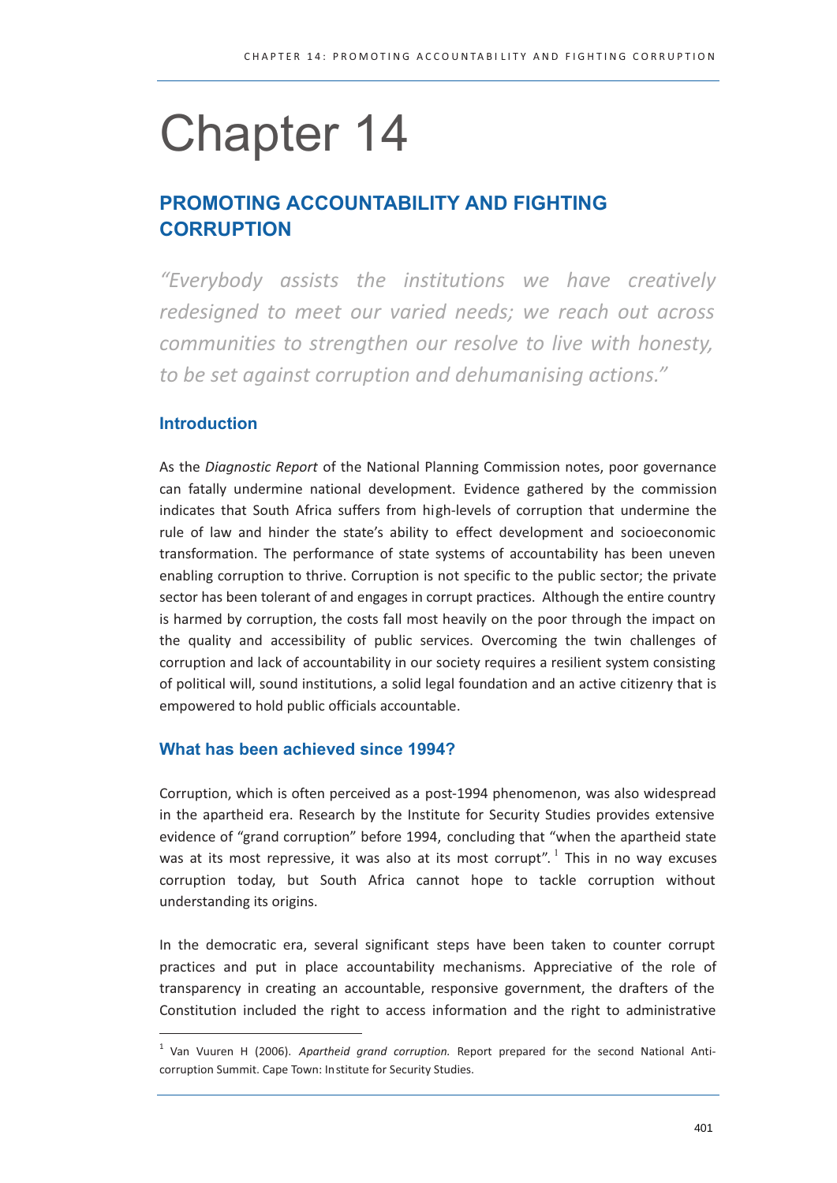# Chapter 14

## PROMOTING ACCOUNTABILITY AND FIGHTING CORRUPTION

*"Everybody assists the institutions we have creatively redesigned to meet our varied needs; we reach out across communities to strengthen our resolve to live with honesty, to be set against corruption and dehumanising actions."*

### Introduction

As the *Diagnostic Report* of the National Planning Commission notes, poor governance can fatally undermine national development. Evidence gathered by the commission indicates that South Africa suffers from high-levels of corruption that undermine the rule of law and hinder the state's ability to effect development and socioeconomic transformation. The performance of state systems of accountability has been uneven enabling corruption to thrive. Corruption is not specific to the public sector; the private sector has been tolerant of and engages in corrupt practices. Although the entire country is harmed by corruption, the costs fall most heavily on the poor through the impact on the quality and accessibility of public services. Overcoming the twin challenges of corruption and lack of accountability in our society requires a resilient system consisting of political will, sound institutions, a solid legal foundation and an active citizenry that is empowered to hold public officials accountable.

### What has been achieved since 1994?

Corruption, which is often perceived as a post-1994 phenomenon, was also widespread in the apartheid era. Research by the Institute for Security Studies provides extensive evidence of "grand corruption" before 1994, concluding that "when the apartheid state was at its most repressive, it was also at its most corrupt".[1] This in no way excuses corruption today, but South Africa cannot hope to tackle corruption without understanding its origins.

In the democratic era, several significant steps have been taken to counter corrupt practices and put in place accountability mechanisms. Appreciative of the role of transparency in creating an accountable, responsive government, the drafters of the Constitution included the right to access information and the right to administrative

[1] Van Vuuren H (2006). *Apartheid grand corruption.* Report prepared for the second National Anti-corruption Summit. Cape Town: Institute for Security Studies.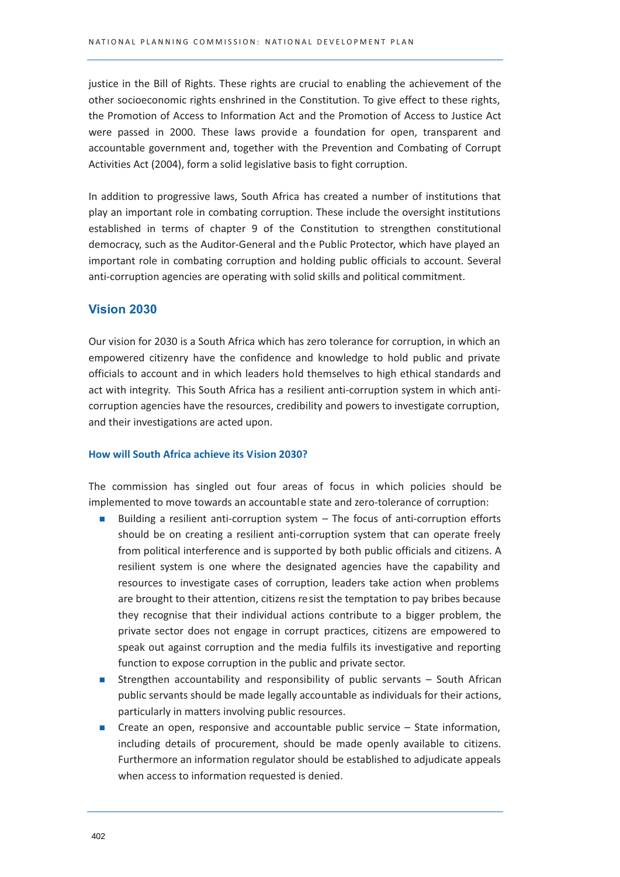justice in the Bill of Rights. These rights are crucial to enabling the achievement of the other socioeconomic rights enshrined in the Constitution. To give effect to these rights, the Promotion of Access to Information Act and the Promotion of Access to Justice Act were passed in 2000. These laws provide a foundation for open, transparent and accountable government and, together with the Prevention and Combating of Corrupt Activities Act (2004), form a solid legislative basis to fight corruption.

In addition to progressive laws, South Africa has created a number of institutions that play an important role in combating corruption. These include the oversight institutions established in terms of chapter 9 of the Constitution to strengthen constitutional democracy, such as the Auditor-General and the Public Protector, which have played an important role in combating corruption and holding public officials to account. Several anti-corruption agencies are operating with solid skills and political commitment.

## Vision 2030

Our vision for 2030 is a South Africa which has zero tolerance for corruption, in which an empowered citizenry have the confidence and knowledge to hold public and private officials to account and in which leaders hold themselves to high ethical standards and act with integrity. This South Africa has a resilient anti-corruption system in which anti-corruption agencies have the resources, credibility and powers to investigate corruption, and their investigations are acted upon.

### How will South Africa achieve its Vision 2030?

The commission has singled out four areas of focus in which policies should be implemented to move towards an accountable state and zero-tolerance of corruption:

- Building a resilient anti-corruption system – The focus of anti-corruption efforts should be on creating a resilient anti-corruption system that can operate freely from political interference and is supported by both public officials and citizens. A resilient system is one where the designated agencies have the capability and resources to investigate cases of corruption, leaders take action when problems are brought to their attention, citizens resist the temptation to pay bribes because they recognise that their individual actions contribute to a bigger problem, the private sector does not engage in corrupt practices, citizens are empowered to speak out against corruption and the media fulfils its investigative and reporting function to expose corruption in the public and private sector.
- Strengthen accountability and responsibility of public servants – South African public servants should be made legally accountable as individuals for their actions, particularly in matters involving public resources.
- Create an open, responsive and accountable public service – State information, including details of procurement, should be made openly available to citizens. Furthermore an information regulator should be established to adjudicate appeals when access to information requested is denied.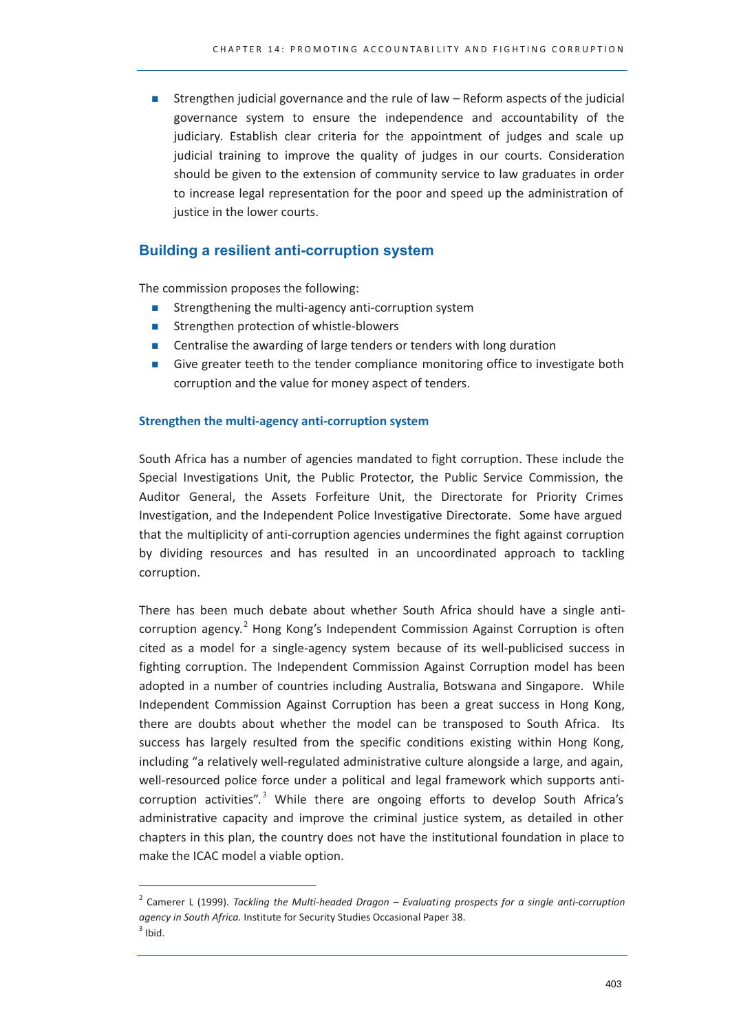- Strengthen judicial governance and the rule of law – Reform aspects of the judicial governance system to ensure the independence and accountability of the judiciary. Establish clear criteria for the appointment of judges and scale up judicial training to improve the quality of judges in our courts. Consideration should be given to the extension of community service to law graduates in order to increase legal representation for the poor and speed up the administration of justice in the lower courts.

## Building a resilient anti-corruption system

The commission proposes the following:

- Strengthening the multi-agency anti-corruption system
- Strengthen protection of whistle-blowers
- Centralise the awarding of large tenders or tenders with long duration
- Give greater teeth to the tender compliance monitoring office to investigate both corruption and the value for money aspect of tenders.

### Strengthen the multi-agency anti-corruption system

South Africa has a number of agencies mandated to fight corruption. These include the Special Investigations Unit, the Public Protector, the Public Service Commission, the Auditor General, the Assets Forfeiture Unit, the Directorate for Priority Crimes Investigation, and the Independent Police Investigative Directorate. Some have argued that the multiplicity of anti-corruption agencies undermines the fight against corruption by dividing resources and has resulted in an uncoordinated approach to tackling corruption.

There has been much debate about whether South Africa should have a single anti-corruption agency.[2] Hong Kong's Independent Commission Against Corruption is often cited as a model for a single-agency system because of its well-publicised success in fighting corruption. The Independent Commission Against Corruption model has been adopted in a number of countries including Australia, Botswana and Singapore. While Independent Commission Against Corruption has been a great success in Hong Kong, there are doubts about whether the model can be transposed to South Africa. Its success has largely resulted from the specific conditions existing within Hong Kong, including "a relatively well-regulated administrative culture alongside a large, and again, well-resourced police force under a political and legal framework which supports anti-corruption activities".[3] While there are ongoing efforts to develop South Africa's administrative capacity and improve the criminal justice system, as detailed in other chapters in this plan, the country does not have the institutional foundation in place to make the ICAC model a viable option.

---

[2] Camerer L (1999). *Tackling the Multi-headed Dragon – Evaluating prospects for a single anti-corruption agency in South Africa.* Institute for Security Studies Occasional Paper 38.

[3] Ibid.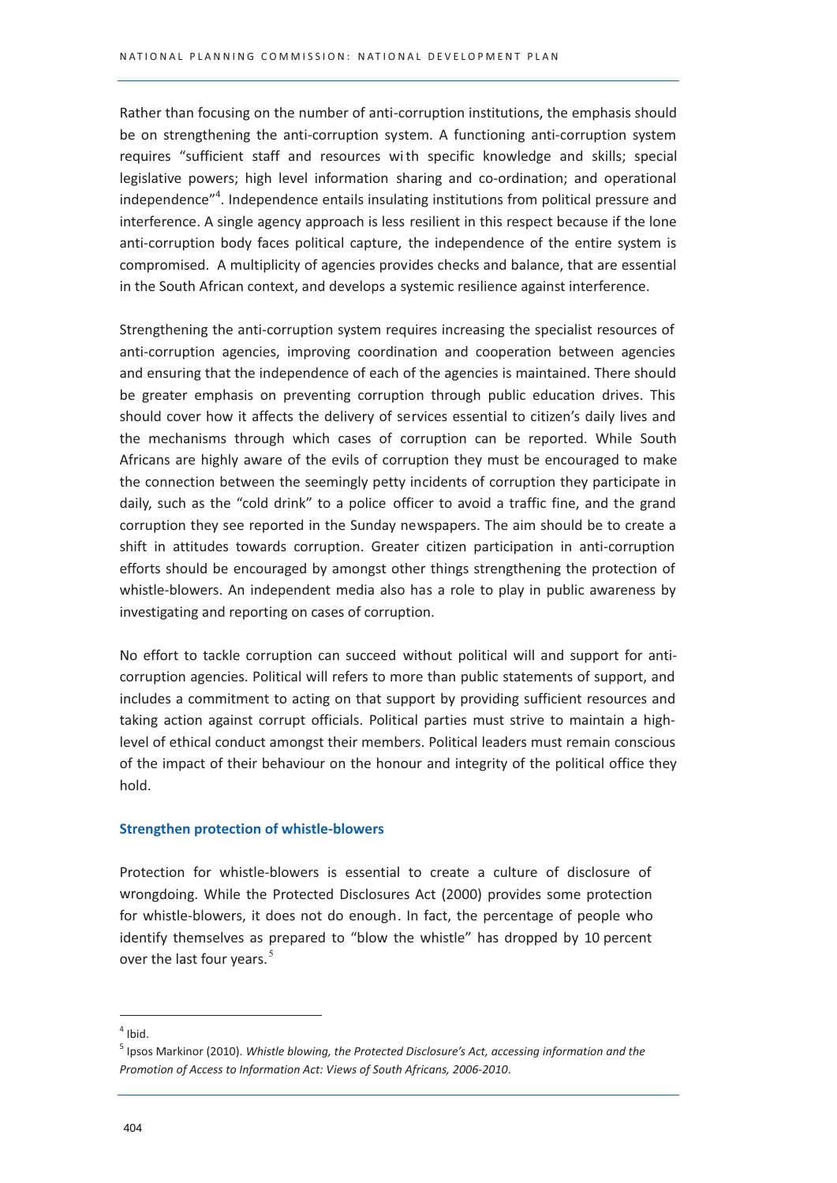Rather than focusing on the number of anti-corruption institutions, the emphasis should be on strengthening the anti-corruption system. A functioning anti-corruption system requires "sufficient staff and resources with specific knowledge and skills; special legislative powers; high level information sharing and co-ordination; and operational independence"[4]. Independence entails insulating institutions from political pressure and interference. A single agency approach is less resilient in this respect because if the lone anti-corruption body faces political capture, the independence of the entire system is compromised. A multiplicity of agencies provides checks and balance, that are essential in the South African context, and develops a systemic resilience against interference.

Strengthening the anti-corruption system requires increasing the specialist resources of anti-corruption agencies, improving coordination and cooperation between agencies and ensuring that the independence of each of the agencies is maintained. There should be greater emphasis on preventing corruption through public education drives. This should cover how it affects the delivery of services essential to citizen's daily lives and the mechanisms through which cases of corruption can be reported. While South Africans are highly aware of the evils of corruption they must be encouraged to make the connection between the seemingly petty incidents of corruption they participate in daily, such as the "cold drink" to a police officer to avoid a traffic fine, and the grand corruption they see reported in the Sunday newspapers. The aim should be to create a shift in attitudes towards corruption. Greater citizen participation in anti-corruption efforts should be encouraged by amongst other things strengthening the protection of whistle-blowers. An independent media also has a role to play in public awareness by investigating and reporting on cases of corruption.

No effort to tackle corruption can succeed without political will and support for anti-corruption agencies. Political will refers to more than public statements of support, and includes a commitment to acting on that support by providing sufficient resources and taking action against corrupt officials. Political parties must strive to maintain a high-level of ethical conduct amongst their members. Political leaders must remain conscious of the impact of their behaviour on the honour and integrity of the political office they hold.

### Strengthen protection of whistle-blowers

Protection for whistle-blowers is essential to create a culture of disclosure of wrongdoing. While the Protected Disclosures Act (2000) provides some protection for whistle-blowers, it does not do enough. In fact, the percentage of people who identify themselves as prepared to "blow the whistle" has dropped by 10 percent over the last four years.[5]

---

[4] Ibid.

[5] Ipsos Markinor (2010). *Whistle blowing, the Protected Disclosure's Act, accessing information and the Promotion of Access to Information Act: Views of South Africans, 2006-2010.*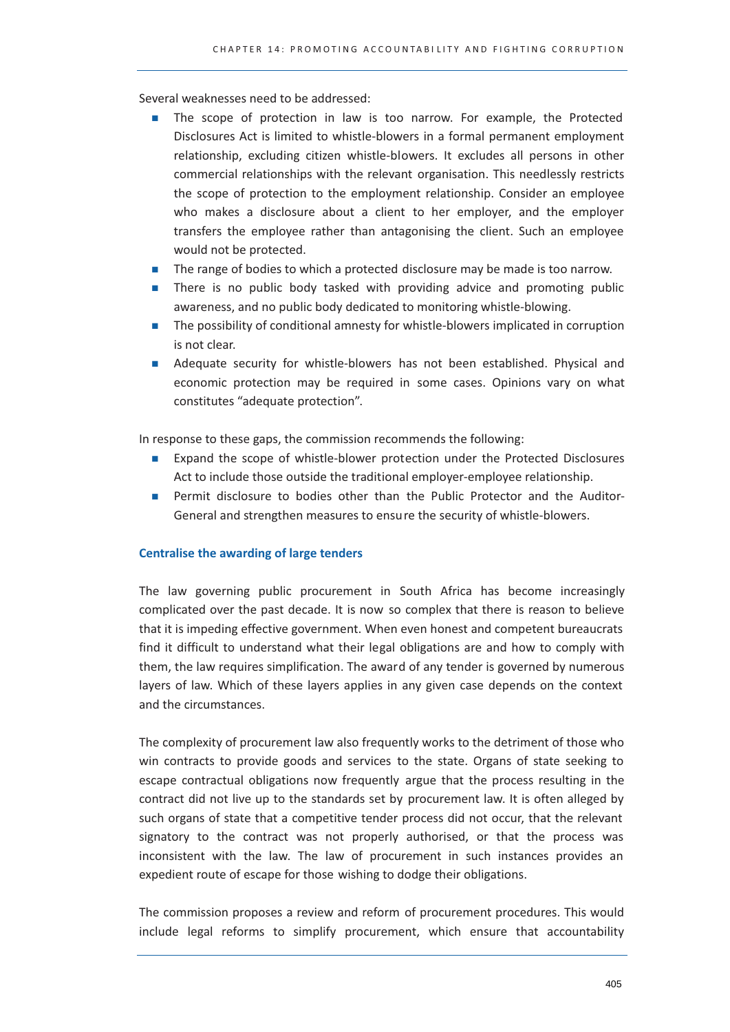Several weaknesses need to be addressed:

- The scope of protection in law is too narrow. For example, the Protected Disclosures Act is limited to whistle-blowers in a formal permanent employment relationship, excluding citizen whistle-blowers. It excludes all persons in other commercial relationships with the relevant organisation. This needlessly restricts the scope of protection to the employment relationship. Consider an employee who makes a disclosure about a client to her employer, and the employer transfers the employee rather than antagonising the client. Such an employee would not be protected.
- The range of bodies to which a protected disclosure may be made is too narrow.
- There is no public body tasked with providing advice and promoting public awareness, and no public body dedicated to monitoring whistle-blowing.
- The possibility of conditional amnesty for whistle-blowers implicated in corruption is not clear.
- Adequate security for whistle-blowers has not been established. Physical and economic protection may be required in some cases. Opinions vary on what constitutes "adequate protection".

In response to these gaps, the commission recommends the following:

- Expand the scope of whistle-blower protection under the Protected Disclosures Act to include those outside the traditional employer-employee relationship.
- Permit disclosure to bodies other than the Public Protector and the Auditor-General and strengthen measures to ensure the security of whistle-blowers.

### Centralise the awarding of large tenders

The law governing public procurement in South Africa has become increasingly complicated over the past decade. It is now so complex that there is reason to believe that it is impeding effective government. When even honest and competent bureaucrats find it difficult to understand what their legal obligations are and how to comply with them, the law requires simplification. The award of any tender is governed by numerous layers of law. Which of these layers applies in any given case depends on the context and the circumstances.

The complexity of procurement law also frequently works to the detriment of those who win contracts to provide goods and services to the state. Organs of state seeking to escape contractual obligations now frequently argue that the process resulting in the contract did not live up to the standards set by procurement law. It is often alleged by such organs of state that a competitive tender process did not occur, that the relevant signatory to the contract was not properly authorised, or that the process was inconsistent with the law. The law of procurement in such instances provides an expedient route of escape for those wishing to dodge their obligations.

The commission proposes a review and reform of procurement procedures. This would include legal reforms to simplify procurement, which ensure that accountability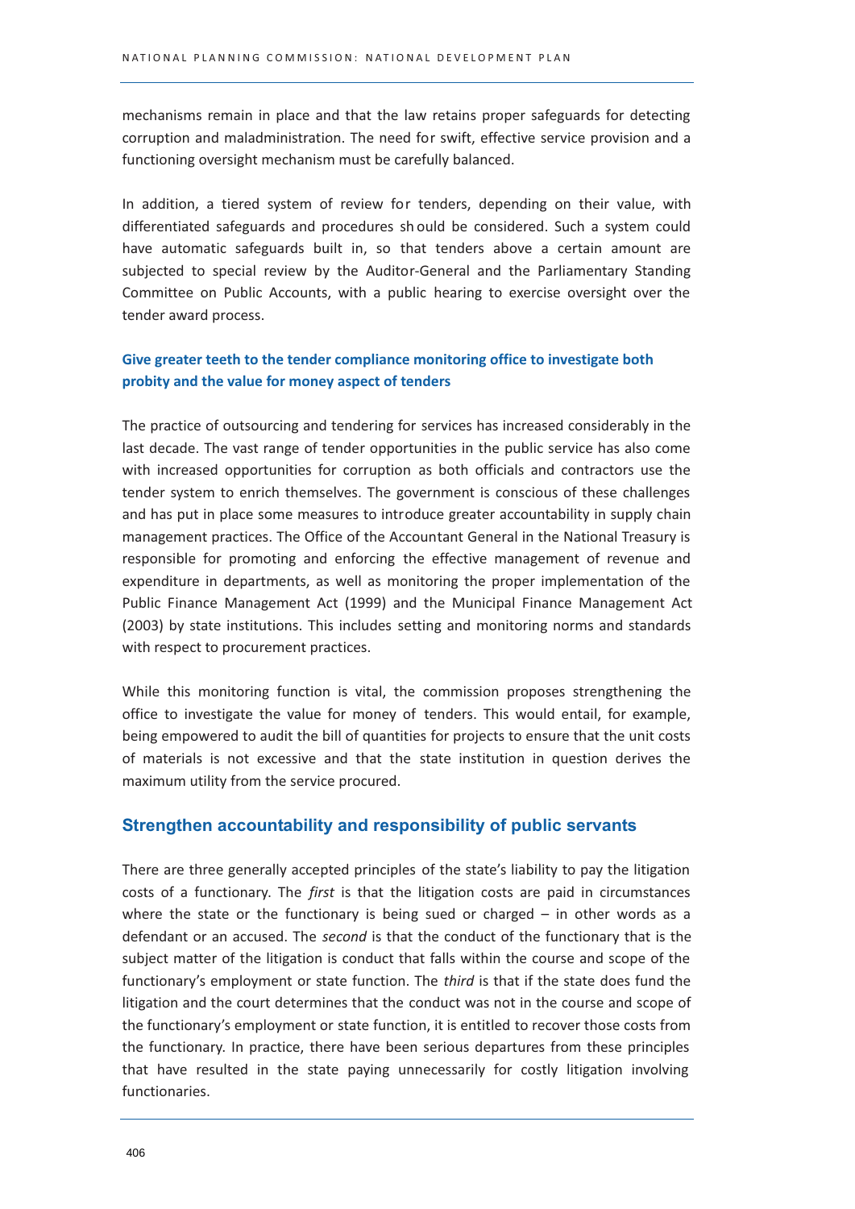mechanisms remain in place and that the law retains proper safeguards for detecting corruption and maladministration. The need for swift, effective service provision and a functioning oversight mechanism must be carefully balanced.

In addition, a tiered system of review for tenders, depending on their value, with differentiated safeguards and procedures should be considered. Such a system could have automatic safeguards built in, so that tenders above a certain amount are subjected to special review by the Auditor-General and the Parliamentary Standing Committee on Public Accounts, with a public hearing to exercise oversight over the tender award process.

### Give greater teeth to the tender compliance monitoring office to investigate both probity and the value for money aspect of tenders

The practice of outsourcing and tendering for services has increased considerably in the last decade. The vast range of tender opportunities in the public service has also come with increased opportunities for corruption as both officials and contractors use the tender system to enrich themselves. The government is conscious of these challenges and has put in place some measures to introduce greater accountability in supply chain management practices. The Office of the Accountant General in the National Treasury is responsible for promoting and enforcing the effective management of revenue and expenditure in departments, as well as monitoring the proper implementation of the Public Finance Management Act (1999) and the Municipal Finance Management Act (2003) by state institutions. This includes setting and monitoring norms and standards with respect to procurement practices.

While this monitoring function is vital, the commission proposes strengthening the office to investigate the value for money of tenders. This would entail, for example, being empowered to audit the bill of quantities for projects to ensure that the unit costs of materials is not excessive and that the state institution in question derives the maximum utility from the service procured.

## Strengthen accountability and responsibility of public servants

There are three generally accepted principles of the state's liability to pay the litigation costs of a functionary. The *first* is that the litigation costs are paid in circumstances where the state or the functionary is being sued or charged – in other words as a defendant or an accused. The *second* is that the conduct of the functionary that is the subject matter of the litigation is conduct that falls within the course and scope of the functionary's employment or state function. The *third* is that if the state does fund the litigation and the court determines that the conduct was not in the course and scope of the functionary's employment or state function, it is entitled to recover those costs from the functionary. In practice, there have been serious departures from these principles that have resulted in the state paying unnecessarily for costly litigation involving functionaries.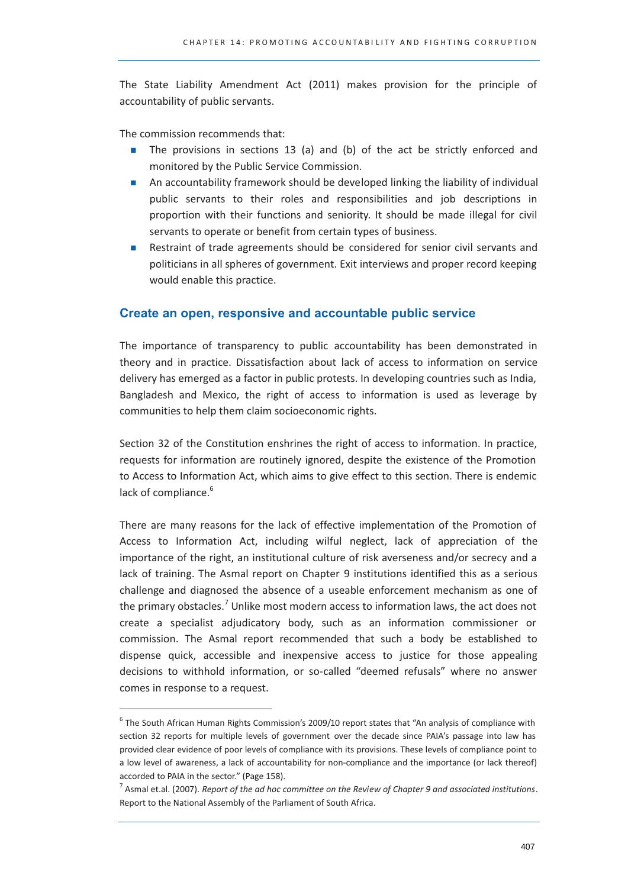The State Liability Amendment Act (2011) makes provision for the principle of accountability of public servants.

The commission recommends that:

- The provisions in sections 13 (a) and (b) of the act be strictly enforced and monitored by the Public Service Commission.
- An accountability framework should be developed linking the liability of individual public servants to their roles and responsibilities and job descriptions in proportion with their functions and seniority. It should be made illegal for civil servants to operate or benefit from certain types of business.
- Restraint of trade agreements should be considered for senior civil servants and politicians in all spheres of government. Exit interviews and proper record keeping would enable this practice.

## Create an open, responsive and accountable public service

The importance of transparency to public accountability has been demonstrated in theory and in practice. Dissatisfaction about lack of access to information on service delivery has emerged as a factor in public protests. In developing countries such as India, Bangladesh and Mexico, the right of access to information is used as leverage by communities to help them claim socioeconomic rights.

Section 32 of the Constitution enshrines the right of access to information. In practice, requests for information are routinely ignored, despite the existence of the Promotion to Access to Information Act, which aims to give effect to this section. There is endemic lack of compliance.[6]

There are many reasons for the lack of effective implementation of the Promotion of Access to Information Act, including wilful neglect, lack of appreciation of the importance of the right, an institutional culture of risk averseness and/or secrecy and a lack of training. The Asmal report on Chapter 9 institutions identified this as a serious challenge and diagnosed the absence of a useable enforcement mechanism as one of the primary obstacles.[7] Unlike most modern access to information laws, the act does not create a specialist adjudicatory body, such as an information commissioner or commission. The Asmal report recommended that such a body be established to dispense quick, accessible and inexpensive access to justice for those appealing decisions to withhold information, or so-called "deemed refusals" where no answer comes in response to a request.

---

[6] The South African Human Rights Commission's 2009/10 report states that "An analysis of compliance with section 32 reports for multiple levels of government over the decade since PAIA's passage into law has provided clear evidence of poor levels of compliance with its provisions. These levels of compliance point to a low level of awareness, a lack of accountability for non-compliance and the importance (or lack thereof) accorded to PAIA in the sector." (Page 158).

[7] Asmal et.al. (2007). *Report of the ad hoc committee on the Review of Chapter 9 and associated institutions*. Report to the National Assembly of the Parliament of South Africa.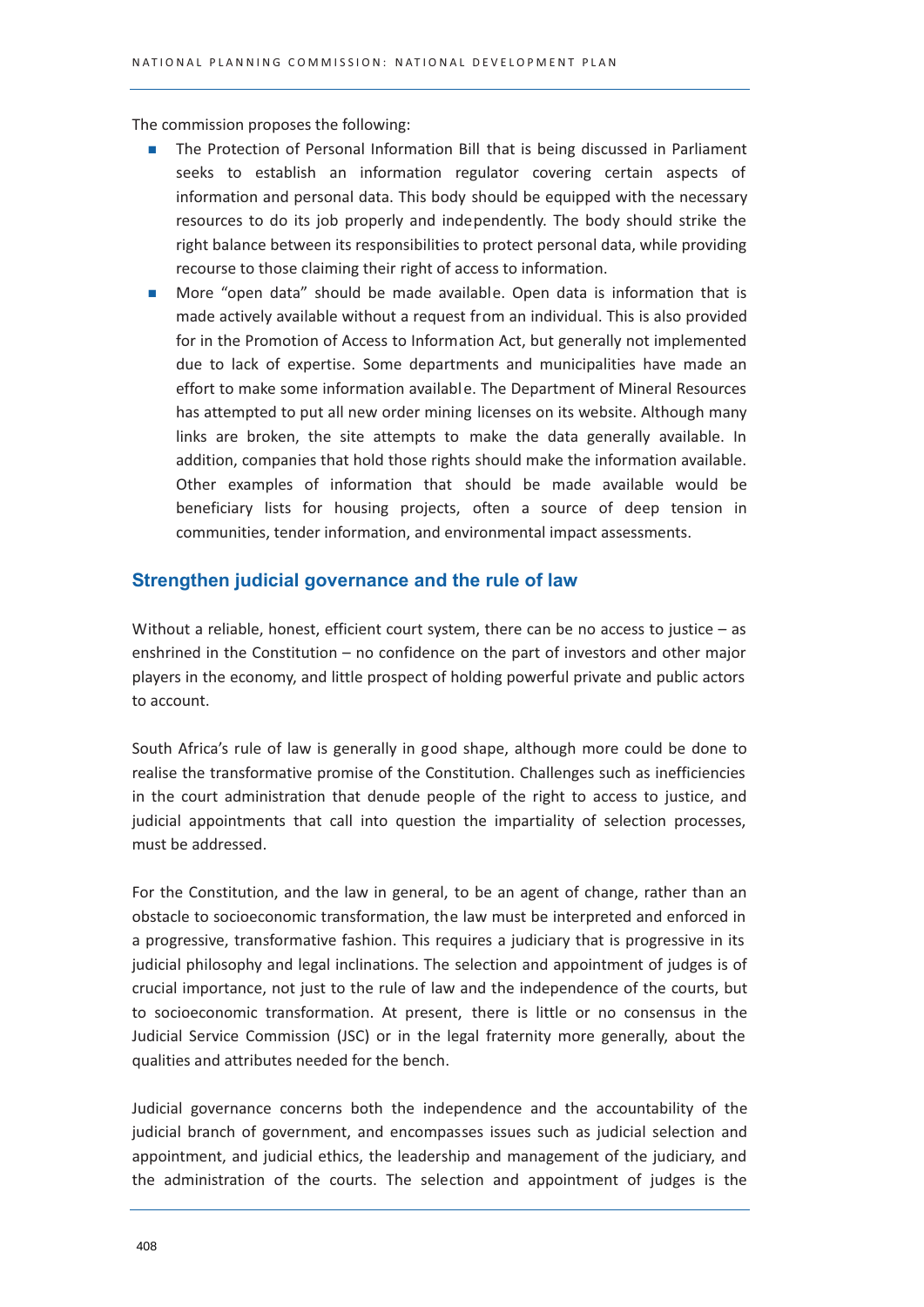The commission proposes the following:

- The Protection of Personal Information Bill that is being discussed in Parliament seeks to establish an information regulator covering certain aspects of information and personal data. This body should be equipped with the necessary resources to do its job properly and independently. The body should strike the right balance between its responsibilities to protect personal data, while providing recourse to those claiming their right of access to information.
- More "open data" should be made available. Open data is information that is made actively available without a request from an individual. This is also provided for in the Promotion of Access to Information Act, but generally not implemented due to lack of expertise. Some departments and municipalities have made an effort to make some information available. The Department of Mineral Resources has attempted to put all new order mining licenses on its website. Although many links are broken, the site attempts to make the data generally available. In addition, companies that hold those rights should make the information available. Other examples of information that should be made available would be beneficiary lists for housing projects, often a source of deep tension in communities, tender information, and environmental impact assessments.

## Strengthen judicial governance and the rule of law

Without a reliable, honest, efficient court system, there can be no access to justice – as enshrined in the Constitution – no confidence on the part of investors and other major players in the economy, and little prospect of holding powerful private and public actors to account.

South Africa's rule of law is generally in good shape, although more could be done to realise the transformative promise of the Constitution. Challenges such as inefficiencies in the court administration that denude people of the right to access to justice, and judicial appointments that call into question the impartiality of selection processes, must be addressed.

For the Constitution, and the law in general, to be an agent of change, rather than an obstacle to socioeconomic transformation, the law must be interpreted and enforced in a progressive, transformative fashion. This requires a judiciary that is progressive in its judicial philosophy and legal inclinations. The selection and appointment of judges is of crucial importance, not just to the rule of law and the independence of the courts, but to socioeconomic transformation. At present, there is little or no consensus in the Judicial Service Commission (JSC) or in the legal fraternity more generally, about the qualities and attributes needed for the bench.

Judicial governance concerns both the independence and the accountability of the judicial branch of government, and encompasses issues such as judicial selection and appointment, and judicial ethics, the leadership and management of the judiciary, and the administration of the courts. The selection and appointment of judges is the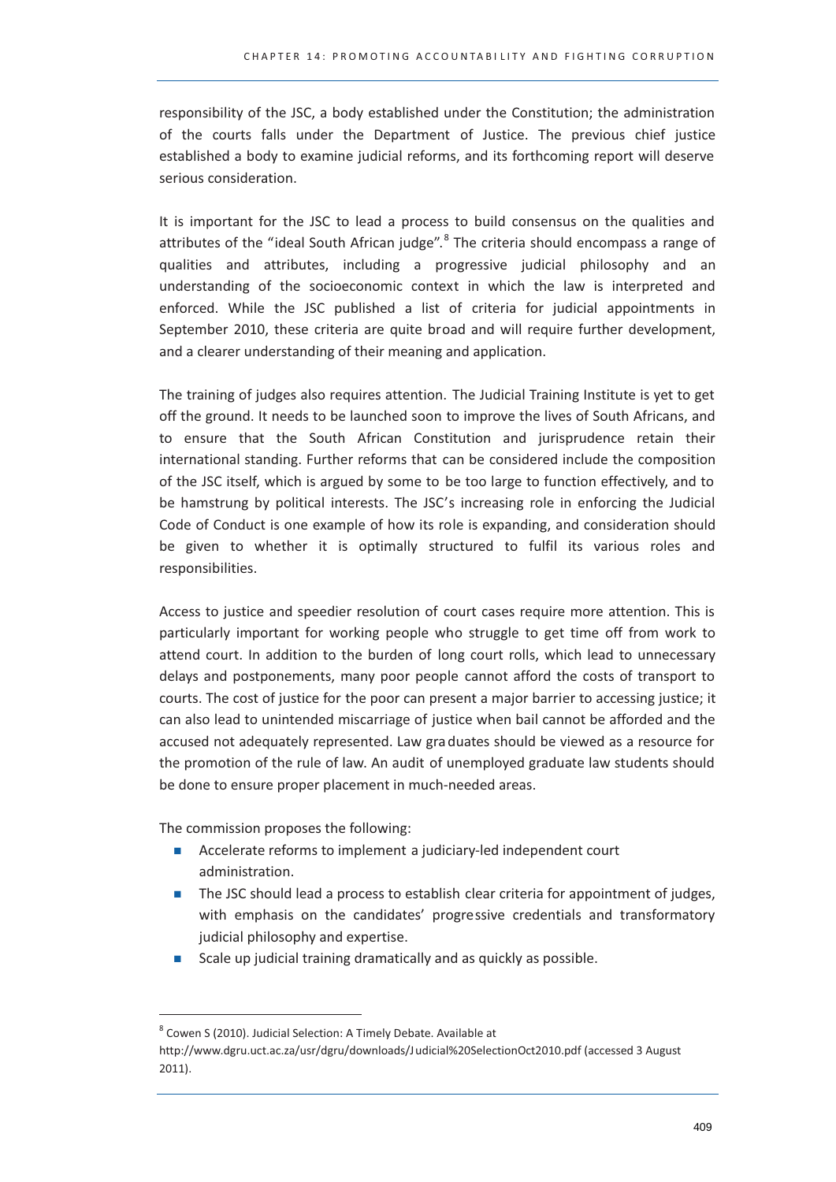responsibility of the JSC, a body established under the Constitution; the administration of the courts falls under the Department of Justice. The previous chief justice established a body to examine judicial reforms, and its forthcoming report will deserve serious consideration.

It is important for the JSC to lead a process to build consensus on the qualities and attributes of the "ideal South African judge".[8] The criteria should encompass a range of qualities and attributes, including a progressive judicial philosophy and an understanding of the socioeconomic context in which the law is interpreted and enforced. While the JSC published a list of criteria for judicial appointments in September 2010, these criteria are quite broad and will require further development, and a clearer understanding of their meaning and application.

The training of judges also requires attention. The Judicial Training Institute is yet to get off the ground. It needs to be launched soon to improve the lives of South Africans, and to ensure that the South African Constitution and jurisprudence retain their international standing. Further reforms that can be considered include the composition of the JSC itself, which is argued by some to be too large to function effectively, and to be hamstrung by political interests. The JSC's increasing role in enforcing the Judicial Code of Conduct is one example of how its role is expanding, and consideration should be given to whether it is optimally structured to fulfil its various roles and responsibilities.

Access to justice and speedier resolution of court cases require more attention. This is particularly important for working people who struggle to get time off from work to attend court. In addition to the burden of long court rolls, which lead to unnecessary delays and postponements, many poor people cannot afford the costs of transport to courts. The cost of justice for the poor can present a major barrier to accessing justice; it can also lead to unintended miscarriage of justice when bail cannot be afforded and the accused not adequately represented. Law graduates should be viewed as a resource for the promotion of the rule of law. An audit of unemployed graduate law students should be done to ensure proper placement in much-needed areas.

The commission proposes the following:

- Accelerate reforms to implement a judiciary-led independent court administration.
- The JSC should lead a process to establish clear criteria for appointment of judges, with emphasis on the candidates' progressive credentials and transformatory judicial philosophy and expertise.
- Scale up judicial training dramatically and as quickly as possible.

---

[8] Cowen S (2010). Judicial Selection: A Timely Debate. Available at http://www.dgru.uct.ac.za/usr/dgru/downloads/Judicial%20SelectionOct2010.pdf (accessed 3 August 2011).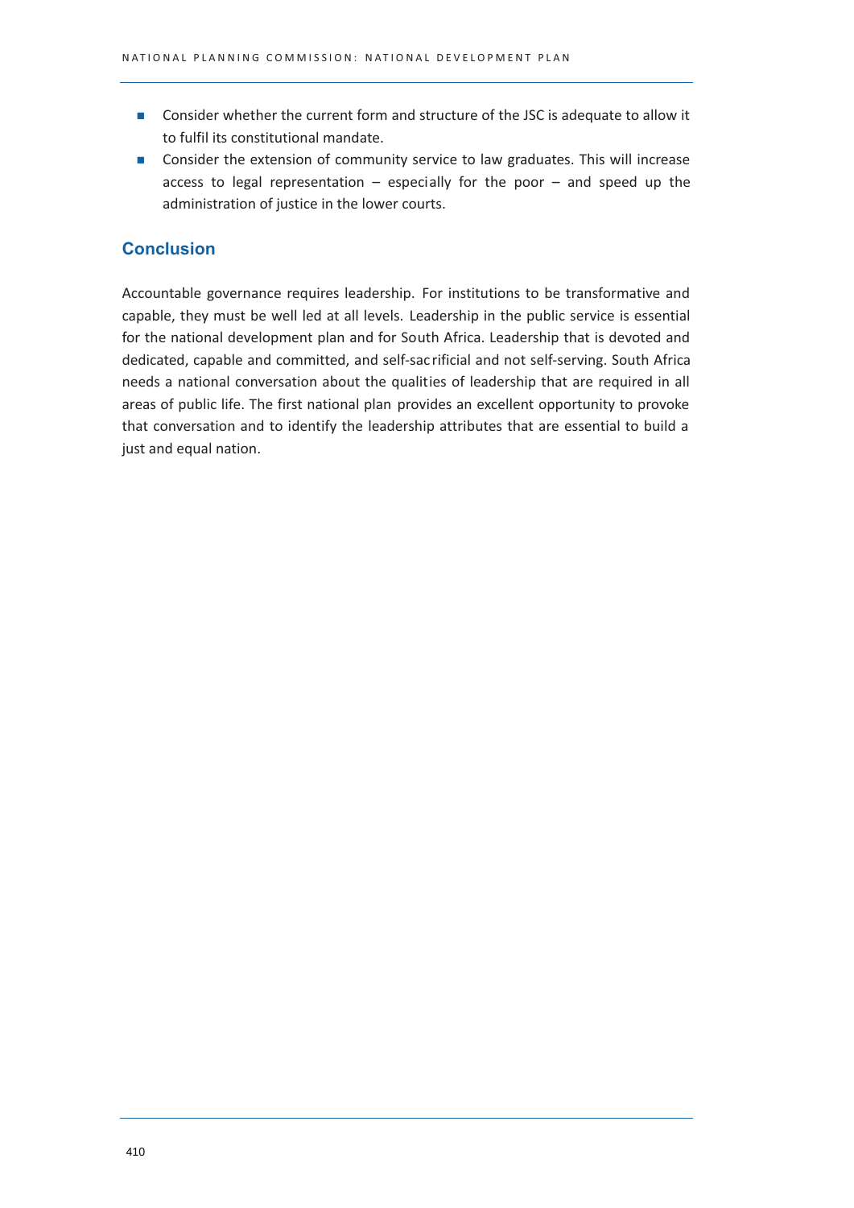- Consider whether the current form and structure of the JSC is adequate to allow it to fulfil its constitutional mandate.
- Consider the extension of community service to law graduates. This will increase access to legal representation – especially for the poor – and speed up the administration of justice in the lower courts.

## Conclusion

Accountable governance requires leadership. For institutions to be transformative and capable, they must be well led at all levels. Leadership in the public service is essential for the national development plan and for South Africa. Leadership that is devoted and dedicated, capable and committed, and self-sacrificial and not self-serving. South Africa needs a national conversation about the qualities of leadership that are required in all areas of public life. The first national plan provides an excellent opportunity to provoke that conversation and to identify the leadership attributes that are essential to build a just and equal nation.